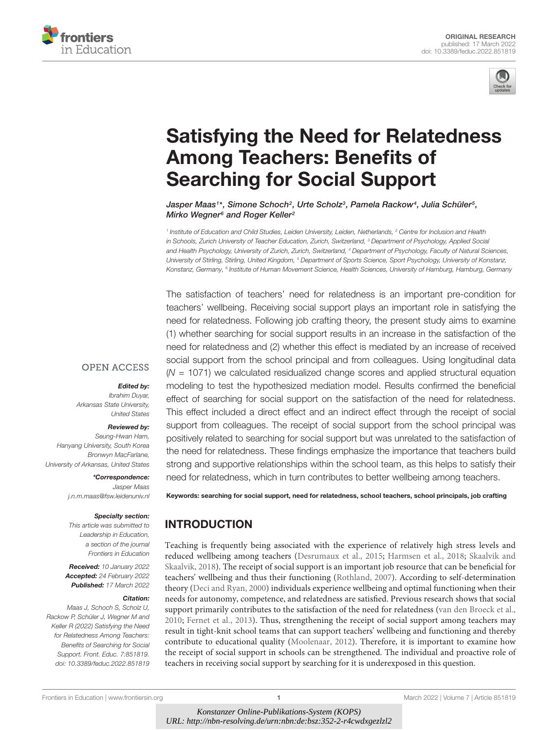ORIGINAL RESEARCH
published: 17 March 2022
doi: 10.3389/feduc.2022.851819

# Satisfying the Need for Relatedness Among Teachers: Benefits of Searching for Social Support

*Jasper Maas[1]\*, Simone Schoch[2], Urte Scholz[3], Pamela Rackow[4], Julia Schüler[5], Mirko Wegner[6] and Roger Keller[2]*

[1] Institute of Education and Child Studies, Leiden University, Leiden, Netherlands, [2] Centre for Inclusion and Health in Schools, Zurich University of Teacher Education, Zurich, Switzerland, [3] Department of Psychology, Applied Social and Health Psychology, University of Zurich, Zurich, Switzerland, [4] Department of Psychology, Faculty of Natural Sciences, University of Stirling, Stirling, United Kingdom, [5] Department of Sports Science, Sport Psychology, University of Konstanz, Konstanz, Germany, [6] Institute of Human Movement Science, Health Sciences, University of Hamburg, Hamburg, Germany

OPEN ACCESS

***Edited by:***
*Ibrahim Duyar,*
*Arkansas State University, United States*

***Reviewed by:***
*Seung-Hwan Ham,*
*Hanyang University, South Korea*
*Bronwyn MacFarlane,*
*University of Arkansas, United States*

***\*Correspondence:***
*Jasper Maas*
*j.n.m.maas@fsw.leidenuniv.nl*

***Specialty section:***
*This article was submitted to Leadership in Education, a section of the journal Frontiers in Education*

***Received:*** *10 January 2022*
***Accepted:*** *24 February 2022*
***Published:*** *17 March 2022*

***Citation:***
*Maas J, Schoch S, Scholz U, Rackow P, Schüler J, Wegner M and Keller R (2022) Satisfying the Need for Relatedness Among Teachers: Benefits of Searching for Social Support. Front. Educ. 7:851819. doi: 10.3389/feduc.2022.851819*

The satisfaction of teachers' need for relatedness is an important pre-condition for teachers' wellbeing. Receiving social support plays an important role in satisfying the need for relatedness. Following job crafting theory, the present study aims to examine (1) whether searching for social support results in an increase in the satisfaction of the need for relatedness and (2) whether this effect is mediated by an increase of received social support from the school principal and from colleagues. Using longitudinal data ($N$ = 1071) we calculated residualized change scores and applied structural equation modeling to test the hypothesized mediation model. Results confirmed the beneficial effect of searching for social support on the satisfaction of the need for relatedness. This effect included a direct effect and an indirect effect through the receipt of social support from colleagues. The receipt of social support from the school principal was positively related to searching for social support but was unrelated to the satisfaction of the need for relatedness. These findings emphasize the importance that teachers build strong and supportive relationships within the school team, as this helps to satisfy their need for relatedness, which in turn contributes to better wellbeing among teachers.

**Keywords: searching for social support, need for relatedness, school teachers, school principals, job crafting**

## INTRODUCTION

Teaching is frequently being associated with the experience of relatively high stress levels and reduced wellbeing among teachers (Desrumaux et al., 2015; Harmsen et al., 2018; Skaalvik and Skaalvik, 2018). The receipt of social support is an important job resource that can be beneficial for teachers' wellbeing and thus their functioning (Rothland, 2007). According to self-determination theory (Deci and Ryan, 2000) individuals experience wellbeing and optimal functioning when their needs for autonomy, competence, and relatedness are satisfied. Previous research shows that social support primarily contributes to the satisfaction of the need for relatedness (van den Broeck et al., 2010; Fernet et al., 2013). Thus, strengthening the receipt of social support among teachers may result in tight-knit school teams that can support teachers' wellbeing and functioning and thereby contribute to educational quality (Moolenaar, 2012). Therefore, it is important to examine how the receipt of social support in schools can be strengthened. The individual and proactive role of teachers in receiving social support by searching for it is underexposed in this question.

*Konstanzer Online-Publikations-System (KOPS)*
*URL: http://nbn-resolving.de/urn:nbn:de:bsz:352-2-r4cwdxgezlzl2*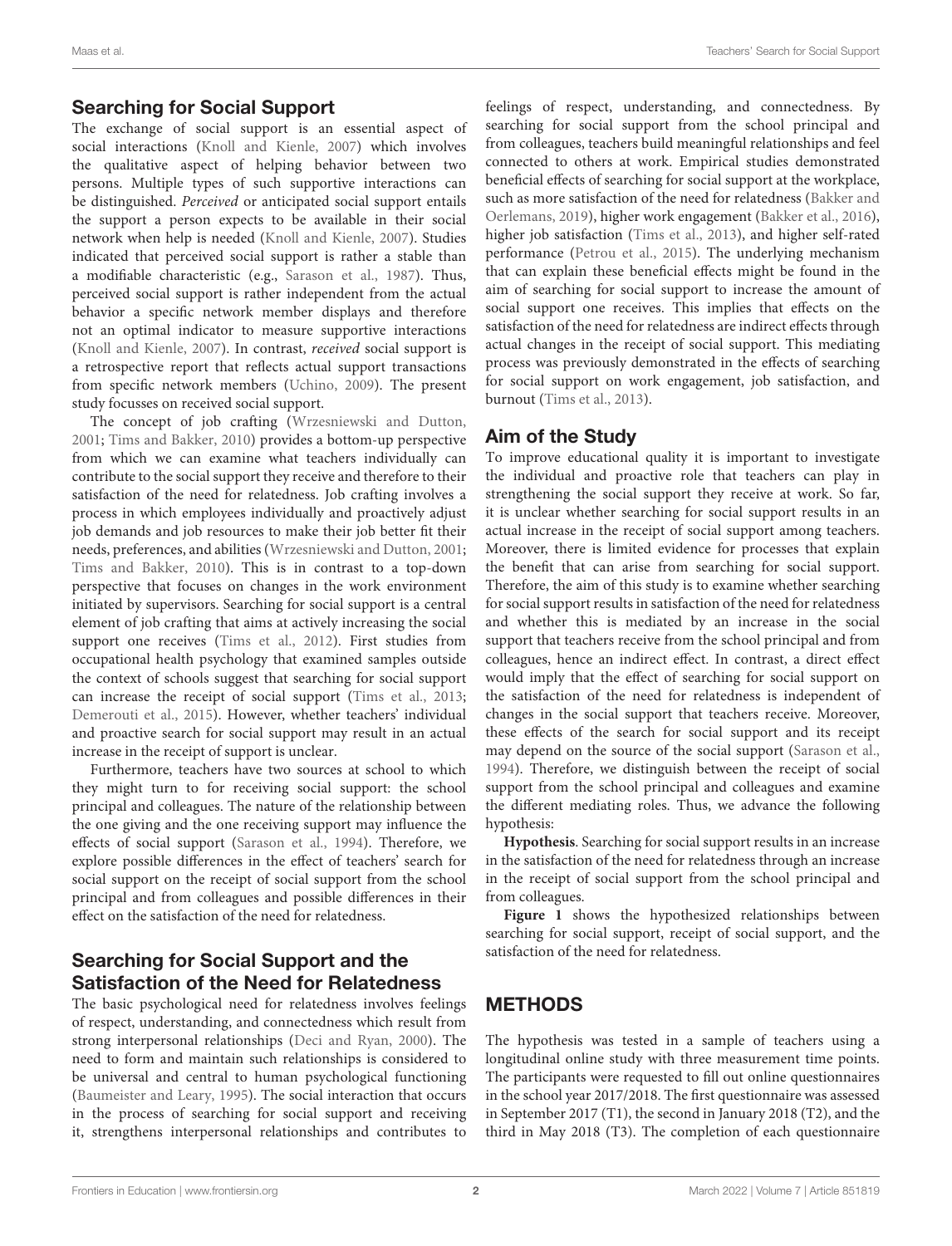## Searching for Social Support

The exchange of social support is an essential aspect of social interactions (Knoll and Kienle, 2007) which involves the qualitative aspect of helping behavior between two persons. Multiple types of such supportive interactions can be distinguished. *Perceived* or anticipated social support entails the support a person expects to be available in their social network when help is needed (Knoll and Kienle, 2007). Studies indicated that perceived social support is rather a stable than a modifiable characteristic (e.g., Sarason et al., 1987). Thus, perceived social support is rather independent from the actual behavior a specific network member displays and therefore not an optimal indicator to measure supportive interactions (Knoll and Kienle, 2007). In contrast, *received* social support is a retrospective report that reflects actual support transactions from specific network members (Uchino, 2009). The present study focusses on received social support.

The concept of job crafting (Wrzesniewski and Dutton, 2001; Tims and Bakker, 2010) provides a bottom-up perspective from which we can examine what teachers individually can contribute to the social support they receive and therefore to their satisfaction of the need for relatedness. Job crafting involves a process in which employees individually and proactively adjust job demands and job resources to make their job better fit their needs, preferences, and abilities (Wrzesniewski and Dutton, 2001; Tims and Bakker, 2010). This is in contrast to a top-down perspective that focuses on changes in the work environment initiated by supervisors. Searching for social support is a central element of job crafting that aims at actively increasing the social support one receives (Tims et al., 2012). First studies from occupational health psychology that examined samples outside the context of schools suggest that searching for social support can increase the receipt of social support (Tims et al., 2013; Demerouti et al., 2015). However, whether teachers' individual and proactive search for social support may result in an actual increase in the receipt of support is unclear.

Furthermore, teachers have two sources at school to which they might turn to for receiving social support: the school principal and colleagues. The nature of the relationship between the one giving and the one receiving support may influence the effects of social support (Sarason et al., 1994). Therefore, we explore possible differences in the effect of teachers' search for social support on the receipt of social support from the school principal and from colleagues and possible differences in their effect on the satisfaction of the need for relatedness.

## Searching for Social Support and the Satisfaction of the Need for Relatedness

The basic psychological need for relatedness involves feelings of respect, understanding, and connectedness which result from strong interpersonal relationships (Deci and Ryan, 2000). The need to form and maintain such relationships is considered to be universal and central to human psychological functioning (Baumeister and Leary, 1995). The social interaction that occurs in the process of searching for social support and receiving it, strengthens interpersonal relationships and contributes to feelings of respect, understanding, and connectedness. By searching for social support from the school principal and from colleagues, teachers build meaningful relationships and feel connected to others at work. Empirical studies demonstrated beneficial effects of searching for social support at the workplace, such as more satisfaction of the need for relatedness (Bakker and Oerlemans, 2019), higher work engagement (Bakker et al., 2016), higher job satisfaction (Tims et al., 2013), and higher self-rated performance (Petrou et al., 2015). The underlying mechanism that can explain these beneficial effects might be found in the aim of searching for social support to increase the amount of social support one receives. This implies that effects on the satisfaction of the need for relatedness are indirect effects through actual changes in the receipt of social support. This mediating process was previously demonstrated in the effects of searching for social support on work engagement, job satisfaction, and burnout (Tims et al., 2013).

## Aim of the Study

To improve educational quality it is important to investigate the individual and proactive role that teachers can play in strengthening the social support they receive at work. So far, it is unclear whether searching for social support results in an actual increase in the receipt of social support among teachers. Moreover, there is limited evidence for processes that explain the benefit that can arise from searching for social support. Therefore, the aim of this study is to examine whether searching for social support results in satisfaction of the need for relatedness and whether this is mediated by an increase in the social support that teachers receive from the school principal and from colleagues, hence an indirect effect. In contrast, a direct effect would imply that the effect of searching for social support on the satisfaction of the need for relatedness is independent of changes in the social support that teachers receive. Moreover, these effects of the search for social support and its receipt may depend on the source of the social support (Sarason et al., 1994). Therefore, we distinguish between the receipt of social support from the school principal and colleagues and examine the different mediating roles. Thus, we advance the following hypothesis:

**Hypothesis**. Searching for social support results in an increase in the satisfaction of the need for relatedness through an increase in the receipt of social support from the school principal and from colleagues.

**Figure 1** shows the hypothesized relationships between searching for social support, receipt of social support, and the satisfaction of the need for relatedness.

# METHODS

The hypothesis was tested in a sample of teachers using a longitudinal online study with three measurement time points. The participants were requested to fill out online questionnaires in the school year 2017/2018. The first questionnaire was assessed in September 2017 (T1), the second in January 2018 (T2), and the third in May 2018 (T3). The completion of each questionnaire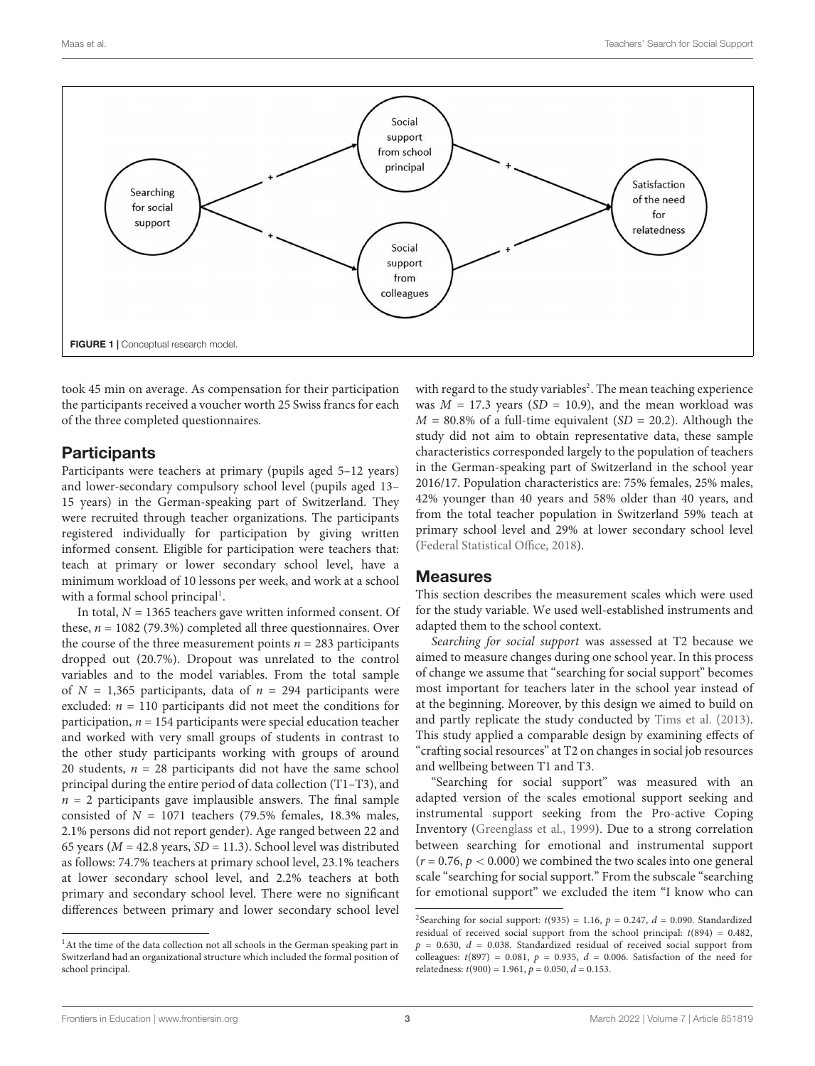FIGURE 1 | Conceptual research model.

took 45 min on average. As compensation for their participation the participants received a voucher worth 25 Swiss francs for each of the three completed questionnaires.

## Participants

Participants were teachers at primary (pupils aged 5–12 years) and lower-secondary compulsory school level (pupils aged 13–15 years) in the German-speaking part of Switzerland. They were recruited through teacher organizations. The participants registered individually for participation by giving written informed consent. Eligible for participation were teachers that: teach at primary or lower secondary school level, have a minimum workload of 10 lessons per week, and work at a school with a formal school principal[1].

In total, $N = 1365$ teachers gave written informed consent. Of these, $n = 1082$ (79.3%) completed all three questionnaires. Over the course of the three measurement points $n = 283$ participants dropped out (20.7%). Dropout was unrelated to the control variables and to the model variables. From the total sample of $N = 1{,}365$ participants, data of $n = 294$ participants were excluded: $n = 110$ participants did not meet the conditions for participation, $n = 154$ participants were special education teacher and worked with very small groups of students in contrast to the other study participants working with groups of around 20 students, $n = 28$ participants did not have the same school principal during the entire period of data collection (T1–T3), and $n = 2$ participants gave implausible answers. The final sample consisted of $N = 1071$ teachers (79.5% females, 18.3% males, 2.1% persons did not report gender). Age ranged between 22 and 65 years ($M = 42.8$ years, $SD = 11.3$). School level was distributed as follows: 74.7% teachers at primary school level, 23.1% teachers at lower secondary school level, and 2.2% teachers at both primary and secondary school level. There were no significant differences between primary and lower secondary school level with regard to the study variables[2]. The mean teaching experience was $M = 17.3$ years ($SD = 10.9$), and the mean workload was $M = 80.8\%$ of a full-time equivalent ($SD = 20.2$). Although the study did not aim to obtain representative data, these sample characteristics corresponded largely to the population of teachers in the German-speaking part of Switzerland in the school year 2016/17. Population characteristics are: 75% females, 25% males, 42% younger than 40 years and 58% older than 40 years, and from the total teacher population in Switzerland 59% teach at primary school level and 29% at lower secondary school level (Federal Statistical Office, 2018).

## Measures

This section describes the measurement scales which were used for the study variable. We used well-established instruments and adapted them to the school context.

*Searching for social support* was assessed at T2 because we aimed to measure changes during one school year. In this process of change we assume that "searching for social support" becomes most important for teachers later in the school year instead of at the beginning. Moreover, by this design we aimed to build on and partly replicate the study conducted by Tims et al. (2013). This study applied a comparable design by examining effects of "crafting social resources" at T2 on changes in social job resources and wellbeing between T1 and T3.

"Searching for social support" was measured with an adapted version of the scales emotional support seeking and instrumental support seeking from the Pro-active Coping Inventory (Greenglass et al., 1999). Due to a strong correlation between searching for emotional and instrumental support ($r = 0.76$, $p < 0.000$) we combined the two scales into one general scale "searching for social support." From the subscale "searching for emotional support" we excluded the item "I know who can

[1]At the time of the data collection not all schools in the German speaking part in Switzerland had an organizational structure which included the formal position of school principal.

[2]Searching for social support: $t(935) = 1.16$, $p = 0.247$, $d = 0.090$. Standardized residual of received social support from the school principal: $t(894) = 0.482$, $p = 0.630$, $d = 0.038$. Standardized residual of received social support from colleagues: $t(897) = 0.081$, $p = 0.935$, $d = 0.006$. Satisfaction of the need for relatedness: $t(900) = 1.961$, $p = 0.050$, $d = 0.153$.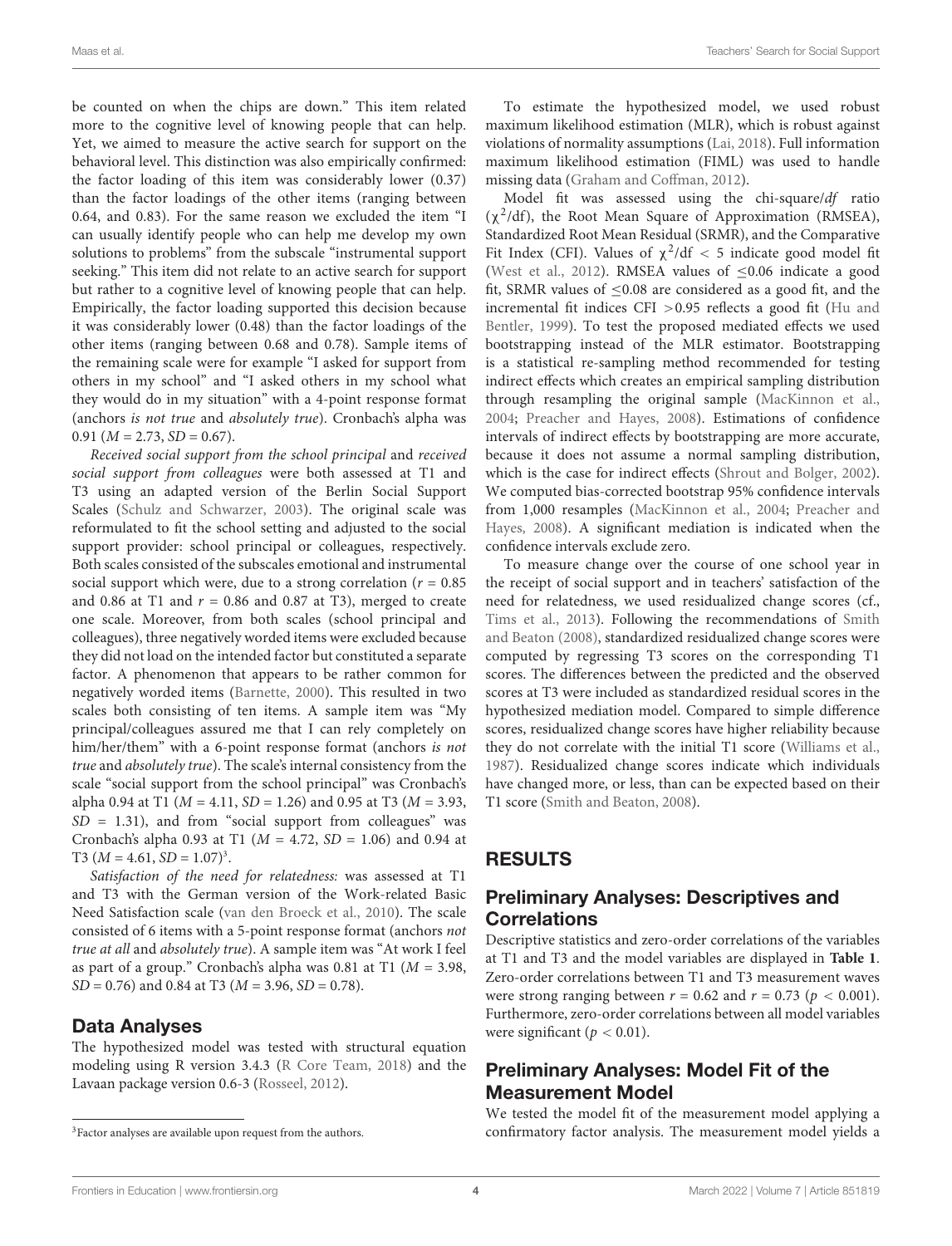be counted on when the chips are down." This item related more to the cognitive level of knowing people that can help. Yet, we aimed to measure the active search for support on the behavioral level. This distinction was also empirically confirmed: the factor loading of this item was considerably lower (0.37) than the factor loadings of the other items (ranging between 0.64, and 0.83). For the same reason we excluded the item "I can usually identify people who can help me develop my own solutions to problems" from the subscale "instrumental support seeking." This item did not relate to an active search for support but rather to a cognitive level of knowing people that can help. Empirically, the factor loading supported this decision because it was considerably lower (0.48) than the factor loadings of the other items (ranging between 0.68 and 0.78). Sample items of the remaining scale were for example "I asked for support from others in my school" and "I asked others in my school what they would do in my situation" with a 4-point response format (anchors *is not true* and *absolutely true*). Cronbach's alpha was 0.91 ($M = 2.73$, $SD = 0.67$).

*Received social support from the school principal* and *received social support from colleagues* were both assessed at T1 and T3 using an adapted version of the Berlin Social Support Scales (Schulz and Schwarzer, 2003). The original scale was reformulated to fit the school setting and adjusted to the social support provider: school principal or colleagues, respectively. Both scales consisted of the subscales emotional and instrumental social support which were, due to a strong correlation ($r = 0.85$ and 0.86 at T1 and $r = 0.86$ and 0.87 at T3), merged to create one scale. Moreover, from both scales (school principal and colleagues), three negatively worded items were excluded because they did not load on the intended factor but constituted a separate factor. A phenomenon that appears to be rather common for negatively worded items (Barnette, 2000). This resulted in two scales both consisting of ten items. A sample item was "My principal/colleagues assured me that I can rely completely on him/her/them" with a 6-point response format (anchors *is not true* and *absolutely true*). The scale's internal consistency from the scale "social support from the school principal" was Cronbach's alpha 0.94 at T1 ($M = 4.11$, $SD = 1.26$) and 0.95 at T3 ($M = 3.93$, $SD = 1.31$), and from "social support from colleagues" was Cronbach's alpha 0.93 at T1 ($M = 4.72$, $SD = 1.06$) and 0.94 at T3 ($M = 4.61$, $SD = 1.07$)[3].

*Satisfaction of the need for relatedness:* was assessed at T1 and T3 with the German version of the Work-related Basic Need Satisfaction scale (van den Broeck et al., 2010). The scale consisted of 6 items with a 5-point response format (anchors *not true at all* and *absolutely true*). A sample item was "At work I feel as part of a group." Cronbach's alpha was 0.81 at T1 ($M = 3.98$, $SD = 0.76$) and 0.84 at T3 ($M = 3.96$, $SD = 0.78$).

## Data Analyses

The hypothesized model was tested with structural equation modeling using R version 3.4.3 (R Core Team, 2018) and the Lavaan package version 0.6-3 (Rosseel, 2012).

To estimate the hypothesized model, we used robust maximum likelihood estimation (MLR), which is robust against violations of normality assumptions (Lai, 2018). Full information maximum likelihood estimation (FIML) was used to handle missing data (Graham and Coffman, 2012).

Model fit was assessed using the chi-square/*df* ratio ($\chi^2$/df), the Root Mean Square of Approximation (RMSEA), Standardized Root Mean Residual (SRMR), and the Comparative Fit Index (CFI). Values of $\chi^2/\text{df} < 5$ indicate good model fit (West et al., 2012). RMSEA values of $\leq 0.06$ indicate a good fit, SRMR values of $\leq 0.08$ are considered as a good fit, and the incremental fit indices CFI $> 0.95$ reflects a good fit (Hu and Bentler, 1999). To test the proposed mediated effects we used bootstrapping instead of the MLR estimator. Bootstrapping is a statistical re-sampling method recommended for testing indirect effects which creates an empirical sampling distribution through resampling the original sample (MacKinnon et al., 2004; Preacher and Hayes, 2008). Estimations of confidence intervals of indirect effects by bootstrapping are more accurate, because it does not assume a normal sampling distribution, which is the case for indirect effects (Shrout and Bolger, 2002). We computed bias-corrected bootstrap 95% confidence intervals from 1,000 resamples (MacKinnon et al., 2004; Preacher and Hayes, 2008). A significant mediation is indicated when the confidence intervals exclude zero.

To measure change over the course of one school year in the receipt of social support and in teachers' satisfaction of the need for relatedness, we used residualized change scores (cf., Tims et al., 2013). Following the recommendations of Smith and Beaton (2008), standardized residualized change scores were computed by regressing T3 scores on the corresponding T1 scores. The differences between the predicted and the observed scores at T3 were included as standardized residual scores in the hypothesized mediation model. Compared to simple difference scores, residualized change scores have higher reliability because they do not correlate with the initial T1 score (Williams et al., 1987). Residualized change scores indicate which individuals have changed more, or less, than can be expected based on their T1 score (Smith and Beaton, 2008).

# RESULTS

## Preliminary Analyses: Descriptives and Correlations

Descriptive statistics and zero-order correlations of the variables at T1 and T3 and the model variables are displayed in **Table 1**. Zero-order correlations between T1 and T3 measurement waves were strong ranging between $r = 0.62$ and $r = 0.73$ ($p < 0.001$). Furthermore, zero-order correlations between all model variables were significant ($p < 0.01$).

## Preliminary Analyses: Model Fit of the Measurement Model

We tested the model fit of the measurement model applying a confirmatory factor analysis. The measurement model yields a

[3]Factor analyses are available upon request from the authors.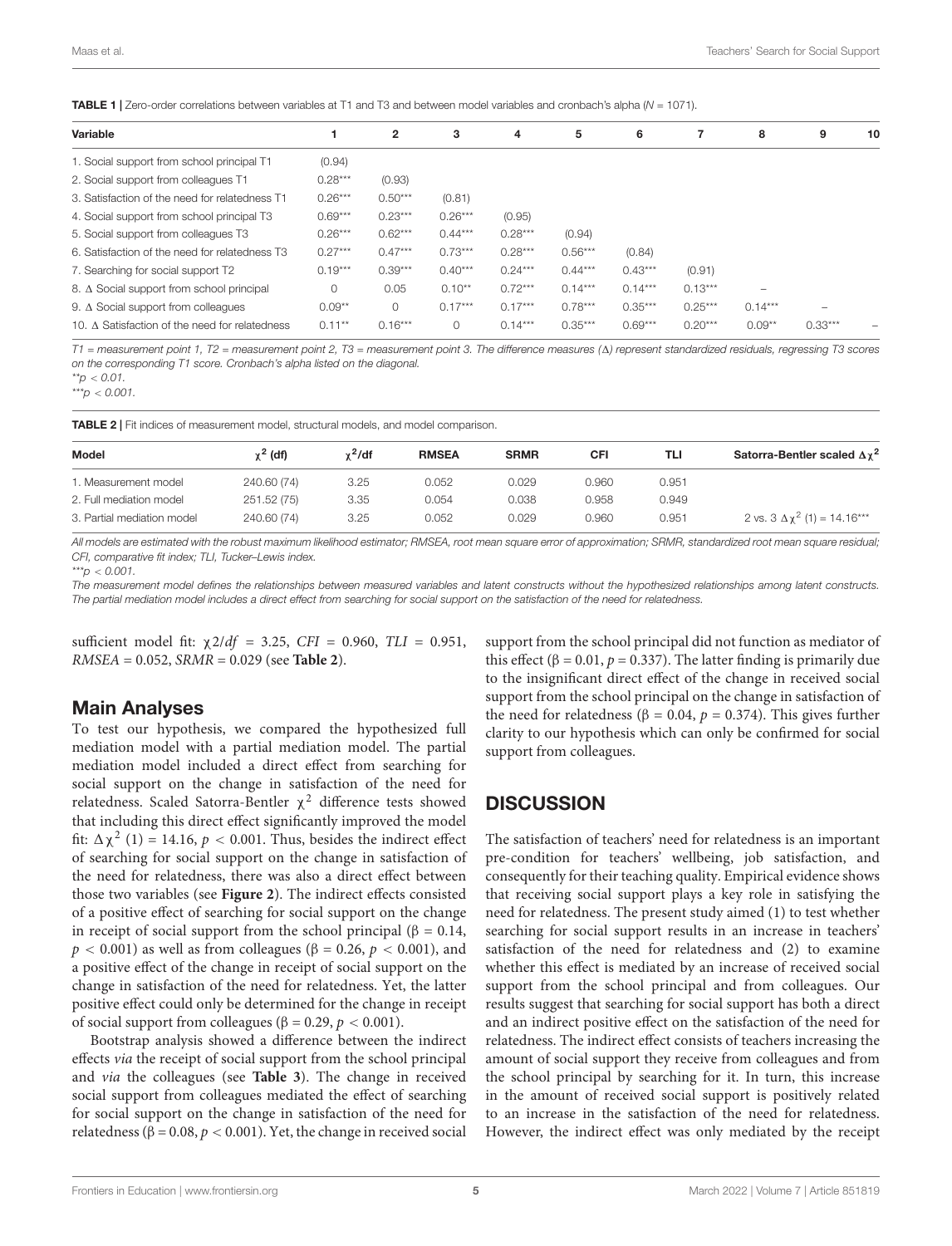**TABLE 1** | Zero-order correlations between variables at T1 and T3 and between model variables and cronbach's alpha ($N$ = 1071).

| Variable | 1 | 2 | 3 | 4 | 5 | 6 | 7 | 8 | 9 | 10 |
|---|---|---|---|---|---|---|---|---|---|---|
| 1. Social support from school principal T1 | (0.94) | | | | | | | | | |
| 2. Social support from colleagues T1 | 0.28*** | (0.93) | | | | | | | | |
| 3. Satisfaction of the need for relatedness T1 | 0.26*** | 0.50*** | (0.81) | | | | | | | |
| 4. Social support from school principal T3 | 0.69*** | 0.23*** | 0.26*** | (0.95) | | | | | | |
| 5. Social support from colleagues T3 | 0.26*** | 0.62*** | 0.44*** | 0.28*** | (0.94) | | | | | |
| 6. Satisfaction of the need for relatedness T3 | 0.27*** | 0.47*** | 0.73*** | 0.28*** | 0.56*** | (0.84) | | | | |
| 7. Searching for social support T2 | 0.19*** | 0.39*** | 0.40*** | 0.24*** | 0.44*** | 0.43*** | (0.91) | | | |
| 8. Δ Social support from school principal | 0 | 0.05 | 0.10** | 0.72*** | 0.14*** | 0.14*** | 0.13*** | – | | |
| 9. Δ Social support from colleagues | 0.09** | 0 | 0.17*** | 0.17*** | 0.78*** | 0.35*** | 0.25*** | 0.14*** | – | |
| 10. Δ Satisfaction of the need for relatedness | 0.11** | 0.16*** | 0 | 0.14*** | 0.35*** | 0.69*** | 0.20*** | 0.09** | 0.33*** | – |

*T1 = measurement point 1, T2 = measurement point 2, T3 = measurement point 3. The difference measures (Δ) represent standardized residuals, regressing T3 scores on the corresponding T1 score. Cronbach's alpha listed on the diagonal.*
*\*\*p < 0.01.*
*\*\*\*p < 0.001.*

**TABLE 2** | Fit indices of measurement model, structural models, and model comparison.

| Model | $\chi^2$ (df) | $\chi^2$/df | RMSEA | SRMR | CFI | TLI | Satorra-Bentler scaled $\Delta\chi^2$ |
|---|---|---|---|---|---|---|---|
| 1. Measurement model | 240.60 (74) | 3.25 | 0.052 | 0.029 | 0.960 | 0.951 | |
| 2. Full mediation model | 251.52 (75) | 3.35 | 0.054 | 0.038 | 0.958 | 0.949 | |
| 3. Partial mediation model | 240.60 (74) | 3.25 | 0.052 | 0.029 | 0.960 | 0.951 | 2 vs. 3 $\Delta\chi^2$ (1) = 14.16*** |

*All models are estimated with the robust maximum likelihood estimator; RMSEA, root mean square error of approximation; SRMR, standardized root mean square residual; CFI, comparative fit index; TLI, Tucker–Lewis index.*
*\*\*\*p < 0.001.*
*The measurement model defines the relationships between measured variables and latent constructs without the hypothesized relationships among latent constructs. The partial mediation model includes a direct effect from searching for social support on the satisfaction of the need for relatedness.*

sufficient model fit: $\chi 2/df$ = 3.25, $CFI$ = 0.960, $TLI$ = 0.951, $RMSEA$ = 0.052, $SRMR$ = 0.029 (see **Table 2**).

## Main Analyses

To test our hypothesis, we compared the hypothesized full mediation model with a partial mediation model. The partial mediation model included a direct effect from searching for social support on the change in satisfaction of the need for relatedness. Scaled Satorra-Bentler $\chi^2$ difference tests showed that including this direct effect significantly improved the model fit: $\Delta\chi^2$ (1) = 14.16, $p < 0.001$. Thus, besides the indirect effect of searching for social support on the change in satisfaction of the need for relatedness, there was also a direct effect between those two variables (see **Figure 2**). The indirect effects consisted of a positive effect of searching for social support on the change in receipt of social support from the school principal ($\beta$ = 0.14, $p < 0.001$) as well as from colleagues ($\beta$ = 0.26, $p < 0.001$), and a positive effect of the change in receipt of social support on the change in satisfaction of the need for relatedness. Yet, the latter positive effect could only be determined for the change in receipt of social support from colleagues ($\beta$ = 0.29, $p < 0.001$).

Bootstrap analysis showed a difference between the indirect effects *via* the receipt of social support from the school principal and *via* the colleagues (see **Table 3**). The change in received social support from colleagues mediated the effect of searching for social support on the change in satisfaction of the need for relatedness ($\beta$ = 0.08, $p < 0.001$). Yet, the change in received social support from the school principal did not function as mediator of this effect ($\beta$ = 0.01, $p$ = 0.337). The latter finding is primarily due to the insignificant direct effect of the change in received social support from the school principal on the change in satisfaction of the need for relatedness ($\beta$ = 0.04, $p$ = 0.374). This gives further clarity to our hypothesis which can only be confirmed for social support from colleagues.

# DISCUSSION

The satisfaction of teachers' need for relatedness is an important pre-condition for teachers' wellbeing, job satisfaction, and consequently for their teaching quality. Empirical evidence shows that receiving social support plays a key role in satisfying the need for relatedness. The present study aimed (1) to test whether searching for social support results in an increase in teachers' satisfaction of the need for relatedness and (2) to examine whether this effect is mediated by an increase of received social support from the school principal and from colleagues. Our results suggest that searching for social support has both a direct and an indirect positive effect on the satisfaction of the need for relatedness. The indirect effect consists of teachers increasing the amount of social support they receive from colleagues and from the school principal by searching for it. In turn, this increase in the amount of received social support is positively related to an increase in the satisfaction of the need for relatedness. However, the indirect effect was only mediated by the receipt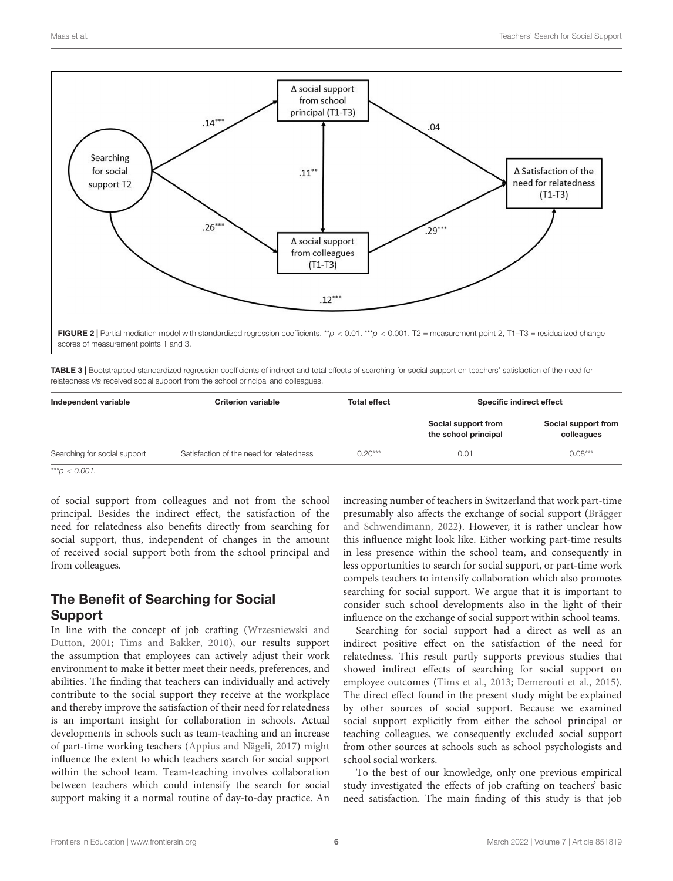**FIGURE 2** | Partial mediation model with standardized regression coefficients. **$p < 0.01$. ***$p < 0.001$. T2 = measurement point 2, T1–T3 = residualized change scores of measurement points 1 and 3.

**TABLE 3** | Bootstrapped standardized regression coefficients of indirect and total effects of searching for social support on teachers' satisfaction of the need for relatedness *via* received social support from the school principal and colleagues.

| Independent variable | Criterion variable | Total effect | Specific indirect effect | |
|---|---|---|---|---|
| | | | Social support from the school principal | Social support from colleagues |
| Searching for social support | Satisfaction of the need for relatedness | 0.20*** | 0.01 | 0.08*** |

****$p < 0.001$.*

of social support from colleagues and not from the school principal. Besides the indirect effect, the satisfaction of the need for relatedness also benefits directly from searching for social support, thus, independent of changes in the amount of received social support both from the school principal and from colleagues.

## The Benefit of Searching for Social Support

In line with the concept of job crafting (Wrzesniewski and Dutton, 2001; Tims and Bakker, 2010), our results support the assumption that employees can actively adjust their work environment to make it better meet their needs, preferences, and abilities. The finding that teachers can individually and actively contribute to the social support they receive at the workplace and thereby improve the satisfaction of their need for relatedness is an important insight for collaboration in schools. Actual developments in schools such as team-teaching and an increase of part-time working teachers (Appius and Nägeli, 2017) might influence the extent to which teachers search for social support within the school team. Team-teaching involves collaboration between teachers which could intensify the search for social support making it a normal routine of day-to-day practice. An increasing number of teachers in Switzerland that work part-time presumably also affects the exchange of social support (Brägger and Schwendimann, 2022). However, it is rather unclear how this influence might look like. Either working part-time results in less presence within the school team, and consequently in less opportunities to search for social support, or part-time work compels teachers to intensify collaboration which also promotes searching for social support. We argue that it is important to consider such school developments also in the light of their influence on the exchange of social support within school teams.

Searching for social support had a direct as well as an indirect positive effect on the satisfaction of the need for relatedness. This result partly supports previous studies that showed indirect effects of searching for social support on employee outcomes (Tims et al., 2013; Demerouti et al., 2015). The direct effect found in the present study might be explained by other sources of social support. Because we examined social support explicitly from either the school principal or teaching colleagues, we consequently excluded social support from other sources at schools such as school psychologists and school social workers.

To the best of our knowledge, only one previous empirical study investigated the effects of job crafting on teachers' basic need satisfaction. The main finding of this study is that job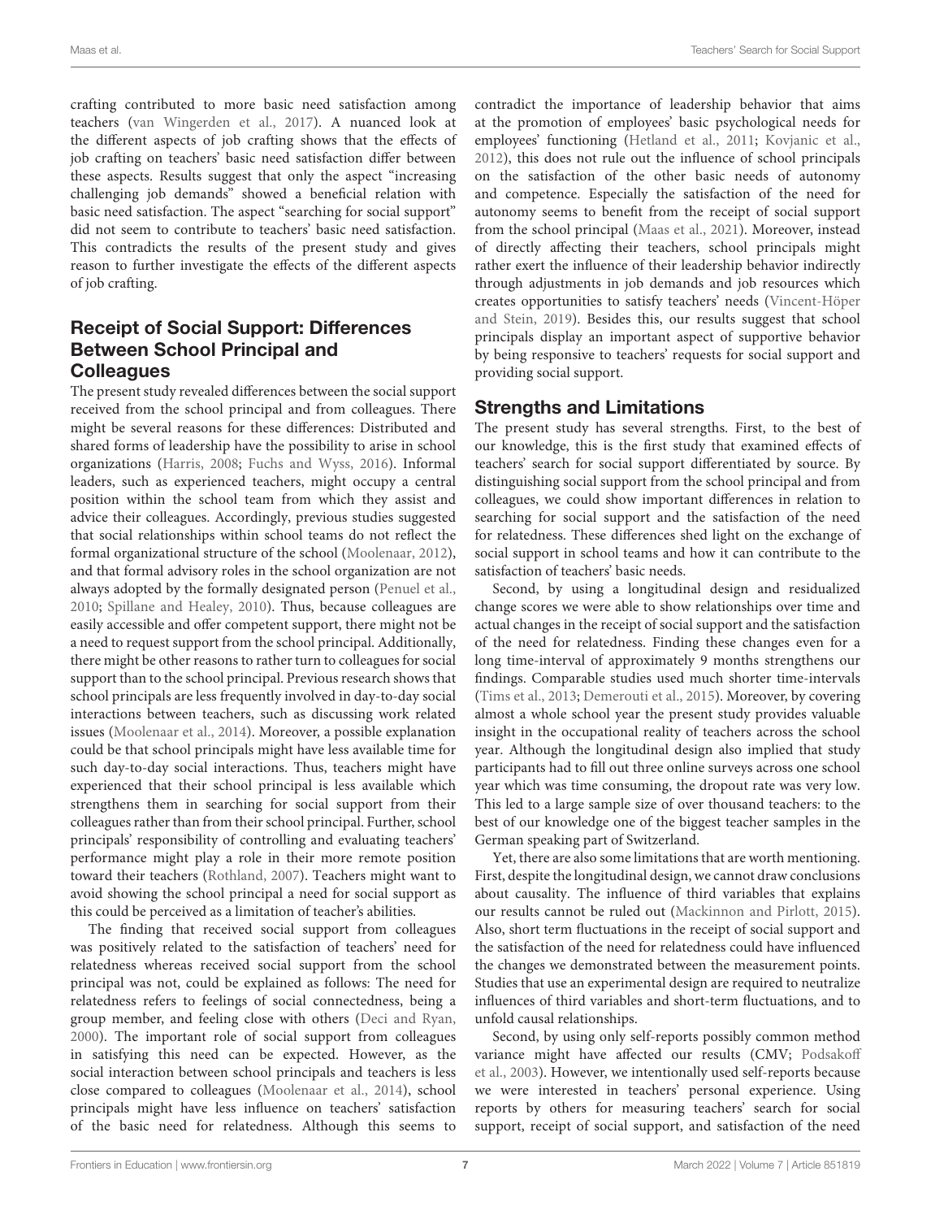crafting contributed to more basic need satisfaction among teachers (van Wingerden et al., 2017). A nuanced look at the different aspects of job crafting shows that the effects of job crafting on teachers' basic need satisfaction differ between these aspects. Results suggest that only the aspect "increasing challenging job demands" showed a beneficial relation with basic need satisfaction. The aspect "searching for social support" did not seem to contribute to teachers' basic need satisfaction. This contradicts the results of the present study and gives reason to further investigate the effects of the different aspects of job crafting.

## Receipt of Social Support: Differences Between School Principal and Colleagues

The present study revealed differences between the social support received from the school principal and from colleagues. There might be several reasons for these differences: Distributed and shared forms of leadership have the possibility to arise in school organizations (Harris, 2008; Fuchs and Wyss, 2016). Informal leaders, such as experienced teachers, might occupy a central position within the school team from which they assist and advice their colleagues. Accordingly, previous studies suggested that social relationships within school teams do not reflect the formal organizational structure of the school (Moolenaar, 2012), and that formal advisory roles in the school organization are not always adopted by the formally designated person (Penuel et al., 2010; Spillane and Healey, 2010). Thus, because colleagues are easily accessible and offer competent support, there might not be a need to request support from the school principal. Additionally, there might be other reasons to rather turn to colleagues for social support than to the school principal. Previous research shows that school principals are less frequently involved in day-to-day social interactions between teachers, such as discussing work related issues (Moolenaar et al., 2014). Moreover, a possible explanation could be that school principals might have less available time for such day-to-day social interactions. Thus, teachers might have experienced that their school principal is less available which strengthens them in searching for social support from their colleagues rather than from their school principal. Further, school principals' responsibility of controlling and evaluating teachers' performance might play a role in their more remote position toward their teachers (Rothland, 2007). Teachers might want to avoid showing the school principal a need for social support as this could be perceived as a limitation of teacher's abilities.

The finding that received social support from colleagues was positively related to the satisfaction of teachers' need for relatedness whereas received social support from the school principal was not, could be explained as follows: The need for relatedness refers to feelings of social connectedness, being a group member, and feeling close with others (Deci and Ryan, 2000). The important role of social support from colleagues in satisfying this need can be expected. However, as the social interaction between school principals and teachers is less close compared to colleagues (Moolenaar et al., 2014), school principals might have less influence on teachers' satisfaction of the basic need for relatedness. Although this seems to contradict the importance of leadership behavior that aims at the promotion of employees' basic psychological needs for employees' functioning (Hetland et al., 2011; Kovjanic et al., 2012), this does not rule out the influence of school principals on the satisfaction of the other basic needs of autonomy and competence. Especially the satisfaction of the need for autonomy seems to benefit from the receipt of social support from the school principal (Maas et al., 2021). Moreover, instead of directly affecting their teachers, school principals might rather exert the influence of their leadership behavior indirectly through adjustments in job demands and job resources which creates opportunities to satisfy teachers' needs (Vincent-Höper and Stein, 2019). Besides this, our results suggest that school principals display an important aspect of supportive behavior by being responsive to teachers' requests for social support and providing social support.

## Strengths and Limitations

The present study has several strengths. First, to the best of our knowledge, this is the first study that examined effects of teachers' search for social support differentiated by source. By distinguishing social support from the school principal and from colleagues, we could show important differences in relation to searching for social support and the satisfaction of the need for relatedness. These differences shed light on the exchange of social support in school teams and how it can contribute to the satisfaction of teachers' basic needs.

Second, by using a longitudinal design and residualized change scores we were able to show relationships over time and actual changes in the receipt of social support and the satisfaction of the need for relatedness. Finding these changes even for a long time-interval of approximately 9 months strengthens our findings. Comparable studies used much shorter time-intervals (Tims et al., 2013; Demerouti et al., 2015). Moreover, by covering almost a whole school year the present study provides valuable insight in the occupational reality of teachers across the school year. Although the longitudinal design also implied that study participants had to fill out three online surveys across one school year which was time consuming, the dropout rate was very low. This led to a large sample size of over thousand teachers: to the best of our knowledge one of the biggest teacher samples in the German speaking part of Switzerland.

Yet, there are also some limitations that are worth mentioning. First, despite the longitudinal design, we cannot draw conclusions about causality. The influence of third variables that explains our results cannot be ruled out (Mackinnon and Pirlott, 2015). Also, short term fluctuations in the receipt of social support and the satisfaction of the need for relatedness could have influenced the changes we demonstrated between the measurement points. Studies that use an experimental design are required to neutralize influences of third variables and short-term fluctuations, and to unfold causal relationships.

Second, by using only self-reports possibly common method variance might have affected our results (CMV; Podsakoff et al., 2003). However, we intentionally used self-reports because we were interested in teachers' personal experience. Using reports by others for measuring teachers' search for social support, receipt of social support, and satisfaction of the need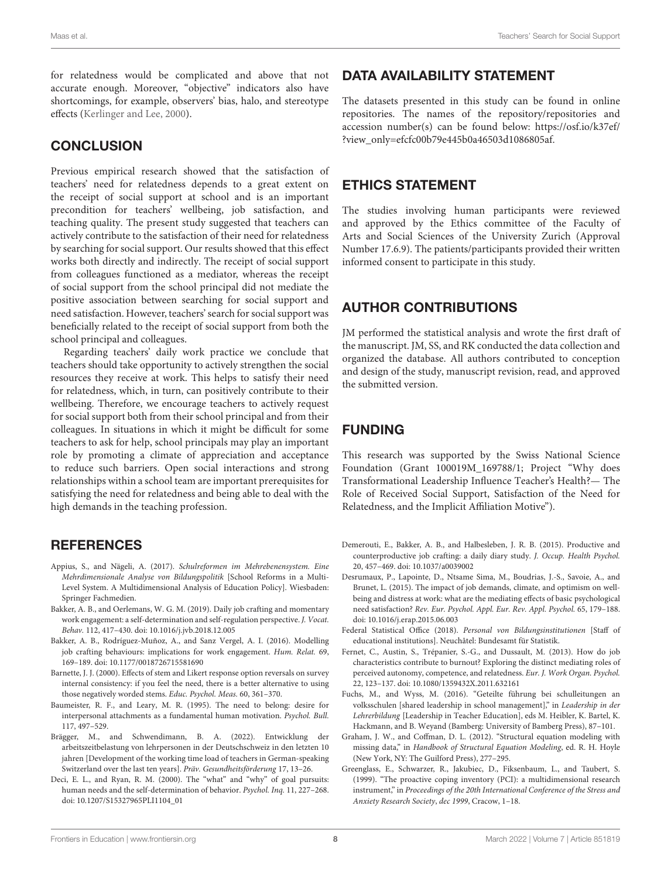for relatedness would be complicated and above that not accurate enough. Moreover, "objective" indicators also have shortcomings, for example, observers' bias, halo, and stereotype effects (Kerlinger and Lee, 2000).

## CONCLUSION

Previous empirical research showed that the satisfaction of teachers' need for relatedness depends to a great extent on the receipt of social support at school and is an important precondition for teachers' wellbeing, job satisfaction, and teaching quality. The present study suggested that teachers can actively contribute to the satisfaction of their need for relatedness by searching for social support. Our results showed that this effect works both directly and indirectly. The receipt of social support from colleagues functioned as a mediator, whereas the receipt of social support from the school principal did not mediate the positive association between searching for social support and need satisfaction. However, teachers' search for social support was beneficially related to the receipt of social support from both the school principal and colleagues.

Regarding teachers' daily work practice we conclude that teachers should take opportunity to actively strengthen the social resources they receive at work. This helps to satisfy their need for relatedness, which, in turn, can positively contribute to their wellbeing. Therefore, we encourage teachers to actively request for social support both from their school principal and from their colleagues. In situations in which it might be difficult for some teachers to ask for help, school principals may play an important role by promoting a climate of appreciation and acceptance to reduce such barriers. Open social interactions and strong relationships within a school team are important prerequisites for satisfying the need for relatedness and being able to deal with the high demands in the teaching profession.

## DATA AVAILABILITY STATEMENT

The datasets presented in this study can be found in online repositories. The names of the repository/repositories and accession number(s) can be found below: https://osf.io/k37ef/?view_only=efcfc00b79e445b0a46503d1086805af.

## ETHICS STATEMENT

The studies involving human participants were reviewed and approved by the Ethics committee of the Faculty of Arts and Social Sciences of the University Zurich (Approval Number 17.6.9). The patients/participants provided their written informed consent to participate in this study.

## AUTHOR CONTRIBUTIONS

JM performed the statistical analysis and wrote the first draft of the manuscript. JM, SS, and RK conducted the data collection and organized the database. All authors contributed to conception and design of the study, manuscript revision, read, and approved the submitted version.

## FUNDING

This research was supported by the Swiss National Science Foundation (Grant 100019M_169788/1; Project "Why does Transformational Leadership Influence Teacher's Health?— The Role of Received Social Support, Satisfaction of the Need for Relatedness, and the Implicit Affiliation Motive").

## REFERENCES

Appius, S., and Nägeli, A. (2017). *Schulreformen im Mehrebenensystem. Eine Mehrdimensionale Analyse von Bildungspolitik* [School Reforms in a Multi-Level System. A Multidimensional Analysis of Education Policy]. Wiesbaden: Springer Fachmedien.

Bakker, A. B., and Oerlemans, W. G. M. (2019). Daily job crafting and momentary work engagement: a self-determination and self-regulation perspective. *J. Vocat. Behav.* 112, 417–430. doi: 10.1016/j.jvb.2018.12.005

Bakker, A. B., Rodríguez-Muñoz, A., and Sanz Vergel, A. I. (2016). Modelling job crafting behaviours: implications for work engagement. *Hum. Relat.* 69, 169–189. doi: 10.1177/0018726715581690

Barnette, J. J. (2000). Effects of stem and Likert response option reversals on survey internal consistency: if you feel the need, there is a better alternative to using those negatively worded stems. *Educ. Psychol. Meas.* 60, 361–370.

Baumeister, R. F., and Leary, M. R. (1995). The need to belong: desire for interpersonal attachments as a fundamental human motivation. *Psychol. Bull.* 117, 497–529.

Brägger, M., and Schwendimann, B. A. (2022). Entwicklung der arbeitszeitbelastung von lehrpersonen in der Deutschschweiz in den letzten 10 jahren [Development of the working time load of teachers in German-speaking Switzerland over the last ten years]. *Präv. Gesundheitsförderung* 17, 13–26.

Deci, E. L., and Ryan, R. M. (2000). The "what" and "why" of goal pursuits: human needs and the self-determination of behavior. *Psychol. Inq.* 11, 227–268. doi: 10.1207/S15327965PLI1104_01

Demerouti, E., Bakker, A. B., and Halbesleben, J. R. B. (2015). Productive and counterproductive job crafting: a daily diary study. *J. Occup. Health Psychol.* 20, 457–469. doi: 10.1037/a0039002

Desrumaux, P., Lapointe, D., Ntsame Sima, M., Boudrias, J.-S., Savoie, A., and Brunet, L. (2015). The impact of job demands, climate, and optimism on well-being and distress at work: what are the mediating effects of basic psychological need satisfaction? *Rev. Eur. Psychol. Appl. Eur. Rev. Appl. Psychol.* 65, 179–188. doi: 10.1016/j.erap.2015.06.003

Federal Statistical Office (2018). *Personal von Bildungsinstitutionen* [Staff of educational institutions]. Neuchâtel: Bundesamt für Statistik.

Fernet, C., Austin, S., Trépanier, S.-G., and Dussault, M. (2013). How do job characteristics contribute to burnout? Exploring the distinct mediating roles of perceived autonomy, competence, and relatedness. *Eur. J. Work Organ. Psychol.* 22, 123–137. doi: 10.1080/1359432X.2011.632161

Fuchs, M., and Wyss, M. (2016). "Geteilte führung bei schulleitungen an volksschulen [shared leadership in school management]," in *Leadership in der Lehrerbildung* [Leadership in Teacher Education], eds M. Heibler, K. Bartel, K. Hackmann, and B. Weyand (Bamberg: University of Bamberg Press), 87–101.

Graham, J. W., and Coffman, D. L. (2012). "Structural equation modeling with missing data," in *Handbook of Structural Equation Modeling*, ed. R. H. Hoyle (New York, NY: The Guilford Press), 277–295.

Greenglass, E., Schwarzer, R., Jakubiec, D., Fiksenbaum, L., and Taubert, S. (1999). "The proactive coping inventory (PCI): a multidimensional research instrument," in *Proceedings of the 20th International Conference of the Stress and Anxiety Research Society*, *dec 1999*, Cracow, 1–18.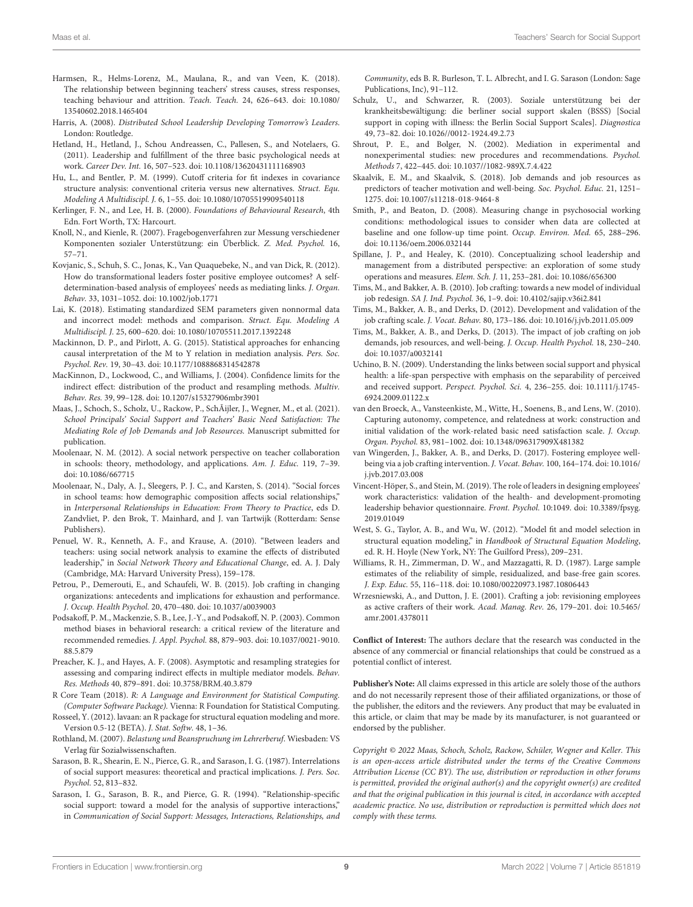Harmsen, R., Helms-Lorenz, M., Maulana, R., and van Veen, K. (2018). The relationship between beginning teachers' stress causes, stress responses, teaching behaviour and attrition. *Teach. Teach.* 24, 626–643. doi: 10.1080/13540602.2018.1465404

Harris, A. (2008). *Distributed School Leadership Developing Tomorrow's Leaders*. London: Routledge.

Hetland, H., Hetland, J., Schou Andreassen, C., Pallesen, S., and Notelaers, G. (2011). Leadership and fulfillment of the three basic psychological needs at work. *Career Dev. Int.* 16, 507–523. doi: 10.1108/13620431111168903

Hu, L., and Bentler, P. M. (1999). Cutoff criteria for fit indexes in covariance structure analysis: conventional criteria versus new alternatives. *Struct. Equ. Modeling A Multidiscipl. J.* 6, 1–55. doi: 10.1080/10705519909540118

Kerlinger, F. N., and Lee, H. B. (2000). *Foundations of Behavioural Research*, 4th Edn. Fort Worth, TX: Harcourt.

Knoll, N., and Kienle, R. (2007). Fragebogenverfahren zur Messung verschiedener Komponenten sozialer Unterstützung: ein Überblick. *Z. Med. Psychol.* 16, 57–71.

Kovjanic, S., Schuh, S. C., Jonas, K., Van Quaquebeke, N., and van Dick, R. (2012). How do transformational leaders foster positive employee outcomes? A self-determination-based analysis of employees' needs as mediating links. *J. Organ. Behav.* 33, 1031–1052. doi: 10.1002/job.1771

Lai, K. (2018). Estimating standardized SEM parameters given nonnormal data and incorrect model: methods and comparison. *Struct. Equ. Modeling A Multidiscipl. J.* 25, 600–620. doi: 10.1080/10705511.2017.1392248

Mackinnon, D. P., and Pirlott, A. G. (2015). Statistical approaches for enhancing causal interpretation of the M to Y relation in mediation analysis. *Pers. Soc. Psychol. Rev.* 19, 30–43. doi: 10.1177/1088868314542878

MacKinnon, D., Lockwood, C., and Williams, J. (2004). Confidence limits for the indirect effect: distribution of the product and resampling methods. *Multiv. Behav. Res.* 39, 99–128. doi: 10.1207/s15327906mbr3901

Maas, J., Schoch, S., Scholz, U., Rackow, P., SchÃijler, J., Wegner, M., et al. (2021). *School Principals' Social Support and Teachers' Basic Need Satisfaction: The Mediating Role of Job Demands and Job Resources.* Manuscript submitted for publication.

Moolenaar, N. M. (2012). A social network perspective on teacher collaboration in schools: theory, methodology, and applications. *Am. J. Educ.* 119, 7–39. doi: 10.1086/667715

Moolenaar, N., Daly, A. J., Sleegers, P. J. C., and Karsten, S. (2014). "Social forces in school teams: how demographic composition affects social relationships," in *Interpersonal Relationships in Education: From Theory to Practice*, eds D. Zandvliet, P. den Brok, T. Mainhard, and J. van Tartwijk (Rotterdam: Sense Publishers).

Penuel, W. R., Kenneth, A. F., and Krause, A. (2010). "Between leaders and teachers: using social network analysis to examine the effects of distributed leadership," in *Social Network Theory and Educational Change*, ed. A. J. Daly (Cambridge, MA: Harvard University Press), 159–178.

Petrou, P., Demerouti, E., and Schaufeli, W. B. (2015). Job crafting in changing organizations: antecedents and implications for exhaustion and performance. *J. Occup. Health Psychol.* 20, 470–480. doi: 10.1037/a0039003

Podsakoff, P. M., Mackenzie, S. B., Lee, J.-Y., and Podsakoff, N. P. (2003). Common method biases in behavioral research: a critical review of the literature and recommended remedies. *J. Appl. Psychol.* 88, 879–903. doi: 10.1037/0021-9010.88.5.879

Preacher, K. J., and Hayes, A. F. (2008). Asymptotic and resampling strategies for assessing and comparing indirect effects in multiple mediator models. *Behav. Res. Methods* 40, 879–891. doi: 10.3758/BRM.40.3.879

R Core Team (2018). *R: A Language and Environment for Statistical Computing. (Computer Software Package).* Vienna: R Foundation for Statistical Computing.

Rosseel, Y. (2012). lavaan: an R package for structural equation modeling and more. Version 0.5-12 (BETA). *J. Stat. Softw.* 48, 1–36.

Rothland, M. (2007). *Belastung und Beanspruchung im Lehrerberuf*. Wiesbaden: VS Verlag für Sozialwissenschaften.

Sarason, B. R., Shearin, E. N., Pierce, G. R., and Sarason, I. G. (1987). Interrelations of social support measures: theoretical and practical implications. *J. Pers. Soc. Psychol.* 52, 813–832.

Sarason, I. G., Sarason, B. R., and Pierce, G. R. (1994). "Relationship-specific social support: toward a model for the analysis of supportive interactions," in *Communication of Social Support: Messages, Interactions, Relationships, and Community*, eds B. R. Burleson, T. L. Albrecht, and I. G. Sarason (London: Sage Publications, Inc), 91–112.

Schulz, U., and Schwarzer, R. (2003). Soziale unterstützung bei der krankheitsbewältigung: die berliner social support skalen (BSSS) [Social support in coping with illness: the Berlin Social Support Scales]. *Diagnostica* 49, 73–82. doi: 10.1026//0012-1924.49.2.73

Shrout, P. E., and Bolger, N. (2002). Mediation in experimental and nonexperimental studies: new procedures and recommendations. *Psychol. Methods* 7, 422–445. doi: 10.1037//1082-989X.7.4.422

Skaalvik, E. M., and Skaalvik, S. (2018). Job demands and job resources as predictors of teacher motivation and well-being. *Soc. Psychol. Educ.* 21, 1251–1275. doi: 10.1007/s11218-018-9464-8

Smith, P., and Beaton, D. (2008). Measuring change in psychosocial working conditions: methodological issues to consider when data are collected at baseline and one follow-up time point. *Occup. Environ. Med.* 65, 288–296. doi: 10.1136/oem.2006.032144

Spillane, J. P., and Healey, K. (2010). Conceptualizing school leadership and management from a distributed perspective: an exploration of some study operations and measures. *Elem. Sch. J.* 11, 253–281. doi: 10.1086/656300

Tims, M., and Bakker, A. B. (2010). Job crafting: towards a new model of individual job redesign. *SA J. Ind. Psychol.* 36, 1–9. doi: 10.4102/sajip.v36i2.841

Tims, M., Bakker, A. B., and Derks, D. (2012). Development and validation of the job crafting scale. *J. Vocat. Behav.* 80, 173–186. doi: 10.1016/j.jvb.2011.05.009

Tims, M., Bakker, A. B., and Derks, D. (2013). The impact of job crafting on job demands, job resources, and well-being. *J. Occup. Health Psychol.* 18, 230–240. doi: 10.1037/a0032141

Uchino, B. N. (2009). Understanding the links between social support and physical health: a life-span perspective with emphasis on the separability of perceived and received support. *Perspect. Psychol. Sci.* 4, 236–255. doi: 10.1111/j.1745-6924.2009.01122.x

van den Broeck, A., Vansteenkiste, M., Witte, H., Soenens, B., and Lens, W. (2010). Capturing autonomy, competence, and relatedness at work: construction and initial validation of the work-related basic need satisfaction scale. *J. Occup. Organ. Psychol.* 83, 981–1002. doi: 10.1348/096317909X481382

van Wingerden, J., Bakker, A. B., and Derks, D. (2017). Fostering employee well-being via a job crafting intervention. *J. Vocat. Behav.* 100, 164–174. doi: 10.1016/j.jvb.2017.03.008

Vincent-Höper, S., and Stein, M. (2019). The role of leaders in designing employees' work characteristics: validation of the health- and development-promoting leadership behavior questionnaire. *Front. Psychol.* 10:1049. doi: 10.3389/fpsyg.2019.01049

West, S. G., Taylor, A. B., and Wu, W. (2012). "Model fit and model selection in structural equation modeling," in *Handbook of Structural Equation Modeling*, ed. R. H. Hoyle (New York, NY: The Guilford Press), 209–231.

Williams, R. H., Zimmerman, D. W., and Mazzagatti, R. D. (1987). Large sample estimates of the reliability of simple, residualized, and base-free gain scores. *J. Exp. Educ.* 55, 116–118. doi: 10.1080/00220973.1987.10806443

Wrzesniewski, A., and Dutton, J. E. (2001). Crafting a job: revisioning employees as active crafters of their work. *Acad. Manag. Rev.* 26, 179–201. doi: 10.5465/amr.2001.4378011

**Conflict of Interest:** The authors declare that the research was conducted in the absence of any commercial or financial relationships that could be construed as a potential conflict of interest.

**Publisher's Note:** All claims expressed in this article are solely those of the authors and do not necessarily represent those of their affiliated organizations, or those of the publisher, the editors and the reviewers. Any product that may be evaluated in this article, or claim that may be made by its manufacturer, is not guaranteed or endorsed by the publisher.

*Copyright © 2022 Maas, Schoch, Scholz, Rackow, Schüler, Wegner and Keller. This is an open-access article distributed under the terms of the Creative Commons Attribution License (CC BY). The use, distribution or reproduction in other forums is permitted, provided the original author(s) and the copyright owner(s) are credited and that the original publication in this journal is cited, in accordance with accepted academic practice. No use, distribution or reproduction is permitted which does not comply with these terms.*